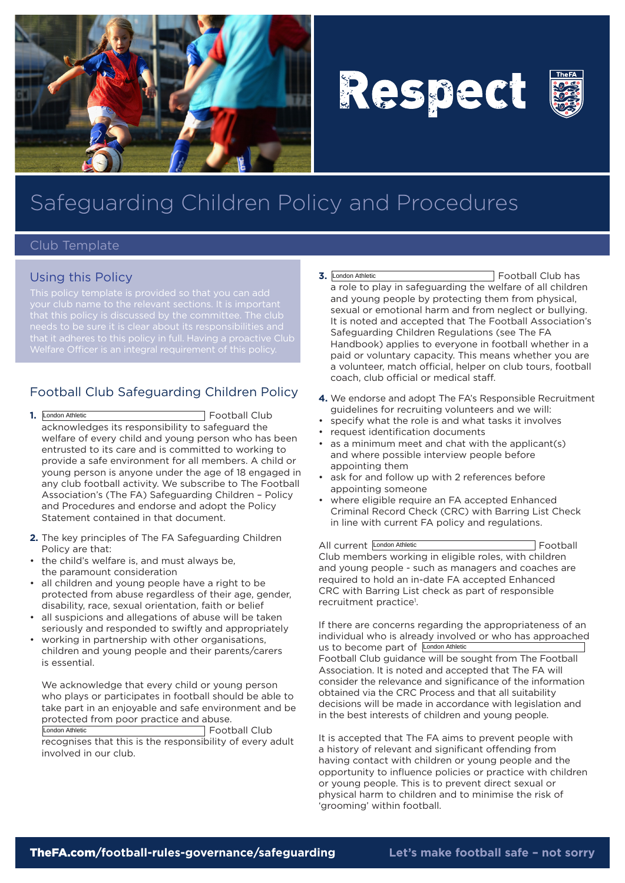# Respect

## Safeguarding Children Policy and Procedures

Club Template

### Using this Policy

This policy template is provided so that you can add your club name to the relevant sections. It is important that this policy is discussed by the committee. The club needs to be sure it is clear about its responsibilities and that it adheres to this policy in full. Having a proactive Club Welfare Officer is an integral requirement of this policy.

### Football Club Safeguarding Children Policy

**1.** London Athletic Football Club acknowledges its responsibility to safeguard the welfare of every child and young person who has been entrusted to its care and is committed to working to provide a safe environment for all members. A child or young person is anyone under the age of 18 engaged in any club football activity. We subscribe to The Football Association's (The FA) Safeguarding Children – Policy and Procedures and endorse and adopt the Policy Statement contained in that document.

**2.** The key principles of The FA Safeguarding Children Policy are that:

- the child's welfare is, and must always be, the paramount consideration
- all children and young people have a right to be protected from abuse regardless of their age, gender, disability, race, sexual orientation, faith or belief
- all suspicions and allegations of abuse will be taken seriously and responded to swiftly and appropriately
- working in partnership with other organisations, children and young people and their parents/carers is essential.

We acknowledge that every child or young person who plays or participates in football should be able to take part in an enjoyable and safe environment and be protected from poor practice and abuse. London Athletic Football Club recognises that this is the responsibility of every adult involved in our club.

**3.** London Athletic Football Club has a role to play in safeguarding the welfare of all children and young people by protecting them from physical, sexual or emotional harm and from neglect or bullying. It is noted and accepted that The Football Association's Safeguarding Children Regulations (see The FA Handbook) applies to everyone in football whether in a paid or voluntary capacity. This means whether you are a volunteer, match official, helper on club tours, football coach, club official or medical staff.

**4.** We endorse and adopt The FA's Responsible Recruitment guidelines for recruiting volunteers and we will:

- specify what the role is and what tasks it involves
- request identification documents
- as a minimum meet and chat with the applicant(s) and where possible interview people before appointing them
- ask for and follow up with 2 references before appointing someone
- where eligible require an FA accepted Enhanced Criminal Record Check (CRC) with Barring List Check in line with current FA policy and regulations.

All current London Athletic Football Club members working in eligible roles, with children and young people - such as managers and coaches are required to hold an in-date FA accepted Enhanced CRC with Barring List check as part of responsible recruitment practice[1].

If there are concerns regarding the appropriateness of an individual who is already involved or who has approached us to become part of London Athletic Football Club guidance will be sought from The Football Association. It is noted and accepted that The FA will consider the relevance and significance of the information obtained via the CRC Process and that all suitability decisions will be made in accordance with legislation and in the best interests of children and young people.

It is accepted that The FA aims to prevent people with a history of relevant and significant offending from having contact with children or young people and the opportunity to influence policies or practice with children or young people. This is to prevent direct sexual or physical harm to children and to minimise the risk of 'grooming' within football.

TheFA.com/football-rules-governance/safeguarding

Let's make football safe – not sorry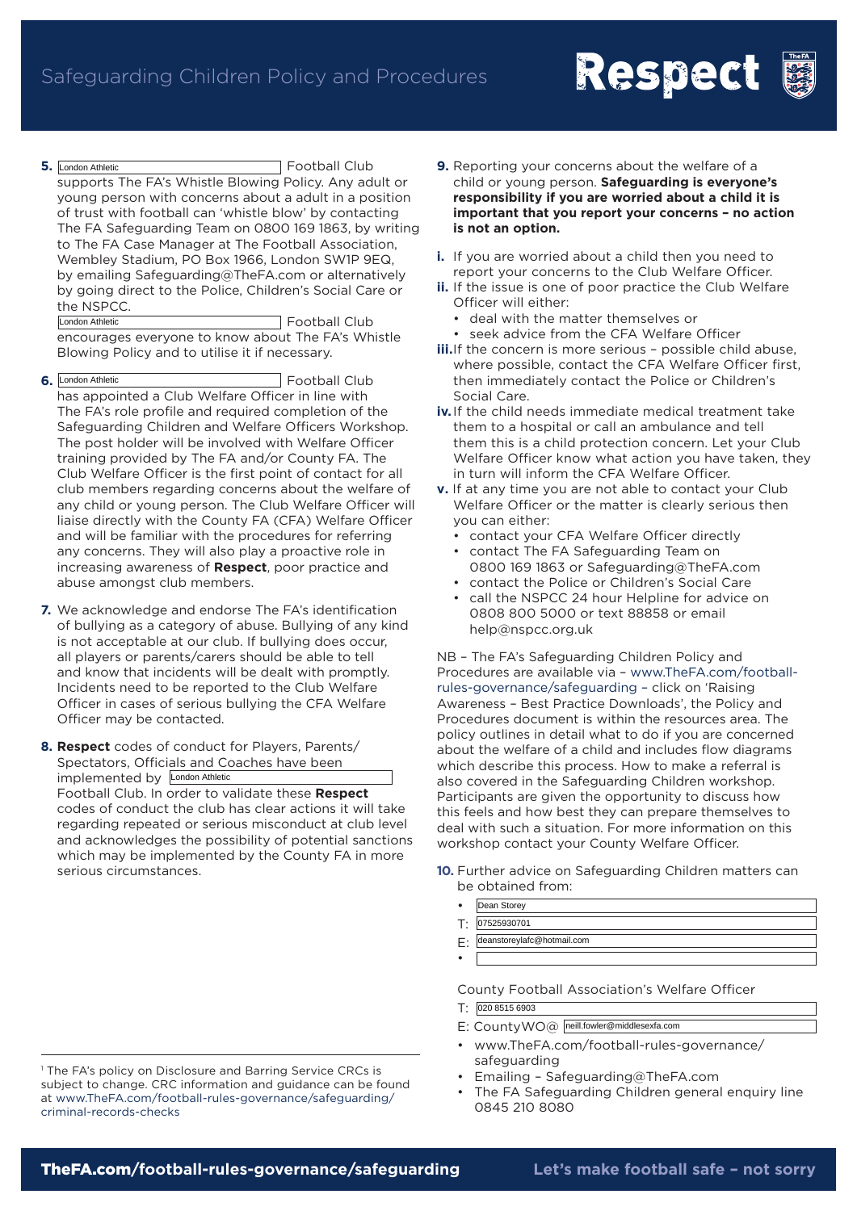# Safeguarding Children Policy and Procedures

5. London Athletic Football Club supports The FA's Whistle Blowing Policy. Any adult or young person with concerns about a adult in a position of trust with football can 'whistle blow' by contacting The FA Safeguarding Team on 0800 169 1863, by writing to The FA Case Manager at The Football Association, Wembley Stadium, PO Box 1966, London SW1P 9EQ, by emailing Safeguarding@TheFA.com or alternatively by going direct to the Police, Children's Social Care or the NSPCC.
   London Athletic Football Club encourages everyone to know about The FA's Whistle Blowing Policy and to utilise it if necessary.

6. London Athletic Football Club has appointed a Club Welfare Officer in line with The FA's role profile and required completion of the Safeguarding Children and Welfare Officers Workshop. The post holder will be involved with Welfare Officer training provided by The FA and/or County FA. The Club Welfare Officer is the first point of contact for all club members regarding concerns about the welfare of any child or young person. The Club Welfare Officer will liaise directly with the County FA (CFA) Welfare Officer and will be familiar with the procedures for referring any concerns. They will also play a proactive role in increasing awareness of **Respect**, poor practice and abuse amongst club members.

7. We acknowledge and endorse The FA's identification of bullying as a category of abuse. Bullying of any kind is not acceptable at our club. If bullying does occur, all players or parents/carers should be able to tell and know that incidents will be dealt with promptly. Incidents need to be reported to the Club Welfare Officer in cases of serious bullying the CFA Welfare Officer may be contacted.

8. **Respect** codes of conduct for Players, Parents/ Spectators, Officials and Coaches have been implemented by London Athletic Football Club. In order to validate these **Respect** codes of conduct the club has clear actions it will take regarding repeated or serious misconduct at club level and acknowledges the possibility of potential sanctions which may be implemented by the County FA in more serious circumstances.

9. Reporting your concerns about the welfare of a child or young person. **Safeguarding is everyone's responsibility if you are worried about a child it is important that you report your concerns – no action is not an option.**

   i. If you are worried about a child then you need to report your concerns to the Club Welfare Officer.
   ii. If the issue is one of poor practice the Club Welfare Officer will either:
      - deal with the matter themselves or
      - seek advice from the CFA Welfare Officer
   iii. If the concern is more serious – possible child abuse, where possible, contact the CFA Welfare Officer first, then immediately contact the Police or Children's Social Care.
   iv. If the child needs immediate medical treatment take them to a hospital or call an ambulance and tell them this is a child protection concern. Let your Club Welfare Officer know what action you have taken, they in turn will inform the CFA Welfare Officer.
   v. If at any time you are not able to contact your Club Welfare Officer or the matter is clearly serious then you can either:
      - contact your CFA Welfare Officer directly
      - contact The FA Safeguarding Team on 0800 169 1863 or Safeguarding@TheFA.com
      - contact the Police or Children's Social Care
      - call the NSPCC 24 hour Helpline for advice on 0808 800 5000 or text 88858 or email help@nspcc.org.uk

NB – The FA's Safeguarding Children Policy and Procedures are available via – www.TheFA.com/football-rules-governance/safeguarding – click on 'Raising Awareness – Best Practice Downloads', the Policy and Procedures document is within the resources area. The policy outlines in detail what to do if you are concerned about the welfare of a child and includes flow diagrams which describe this process. How to make a referral is also covered in the Safeguarding Children workshop. Participants are given the opportunity to discuss how this feels and how best they can prepare themselves to deal with such a situation. For more information on this workshop contact your County Welfare Officer.

10. Further advice on Safeguarding Children matters can be obtained from:
   - Dean Storey
   
   T: 07525930701
   
   E: deanstoreylafc@hotmail.com
   - 

   County Football Association's Welfare Officer

   T: 020 8515 6903

   E: CountyWO@ neill.fowler@middlesexfa.com
   - www.TheFA.com/football-rules-governance/safeguarding
   - Emailing – Safeguarding@TheFA.com
   - The FA Safeguarding Children general enquiry line 0845 210 8080

[1] The FA's policy on Disclosure and Barring Service CRCs is subject to change. CRC information and guidance can be found at www.TheFA.com/football-rules-governance/safeguarding/criminal-records-checks

TheFA.com/football-rules-governance/safeguarding — Let's make football safe – not sorry